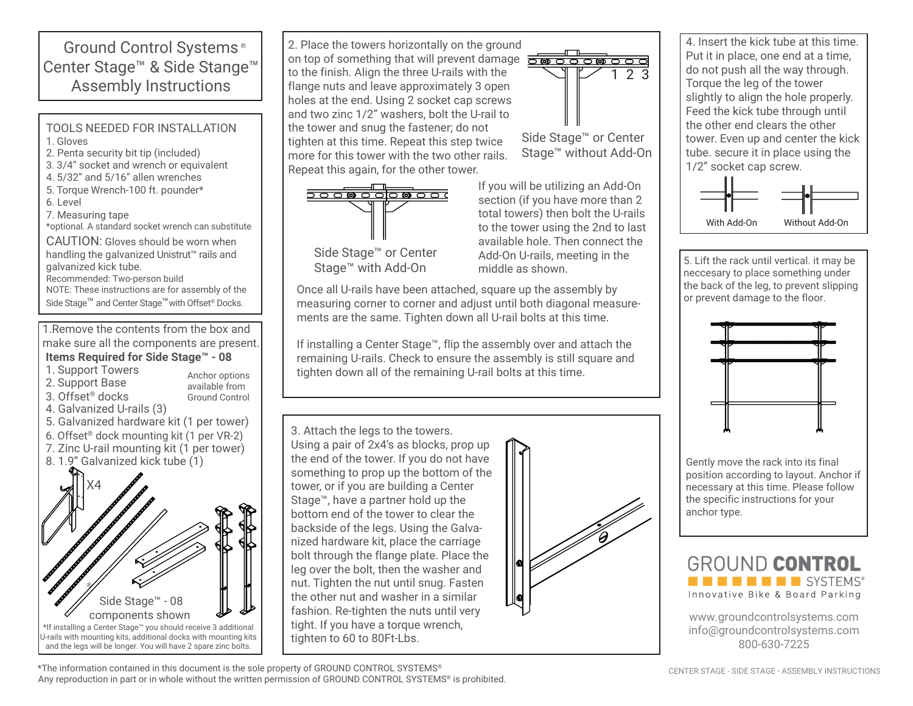# Ground Control Systems®
# Center Stage™ & Side Stange™ Assembly Instructions

## TOOLS NEEDED FOR INSTALLATION

1. Gloves
2. Penta security bit tip (included)
3. 3/4" socket and wrench or equivalent
4. 5/32" and 5/16" allen wrenches
5. Torque Wrench-100 ft. pounder*
6. Level
7. Measuring tape

*optional. A standard socket wrench can substitute

CAUTION: Gloves should be worn when handling the galvanized Unistrut™ rails and galvanized kick tube.

Recommended: Two-person build

NOTE: These instructions are for assembly of the Side Stage™ and Center Stage™ with Offset® Docks.

## 1.

Remove the contents from the box and make sure all the components are present.

**Items Required for Side Stage™ - 08**

1. Support Towers
2. Support Base
3. Offset® docks
4. Galvanized U-rails (3)
5. Galvanized hardware kit (1 per tower)
6. Offset® dock mounting kit (1 per VR-2)
7. Zinc U-rail mounting kit (1 per tower)
8. 1.9" Galvanized kick tube (1)

Anchor options available from Ground Control

X4

Side Stage™ - 08 components shown

*If installing a Center Stage™ you should receive 3 additional U-rails with mounting kits, additional docks with mounting kits and the legs will be longer. You will have 2 spare zinc bolts.

## 2.

Place the towers horizontally on the ground on top of something that will prevent damage to the finish. Align the three U-rails with the flange nuts and leave approximately 3 open holes at the end. Using 2 socket cap screws and two zinc 1/2" washers, bolt the U-rail to the tower and snug the fastener; do not tighten at this time. Repeat this step twice more for this tower with the two other rails. Repeat this again, for the other tower.

1 2 3

Side Stage™ or Center Stage™ without Add-On

Side Stage™ or Center Stage™ with Add-On

If you will be utilizing an Add-On section (if you have more than 2 total towers) then bolt the U-rails to the tower using the 2nd to last available hole. Then connect the Add-On U-rails, meeting in the middle as shown.

Once all U-rails have been attached, square up the assembly by measuring corner to corner and adjust until both diagonal measurements are the same. Tighten down all U-rail bolts at this time.

If installing a Center Stage™, flip the assembly over and attach the remaining U-rails. Check to ensure the assembly is still square and tighten down all of the remaining U-rail bolts at this time.

## 3.

Attach the legs to the towers. Using a pair of 2x4's as blocks, prop up the end of the tower. If you do not have something to prop up the bottom of the tower, or if you are building a Center Stage™, have a partner hold up the bottom end of the tower to clear the backside of the legs. Using the Galvanized hardware kit, place the carriage bolt through the flange plate. Place the leg over the bolt, then the washer and nut. Tighten the nut until snug. Fasten the other nut and washer in a similar fashion. Re-tighten the nuts until very tight. If you have a torque wrench, tighten to 60 to 80Ft-Lbs.

## 4.

Insert the kick tube at this time. Put it in place, one end at a time, do not push all the way through. Torque the leg of the tower slightly to align the hole properly. Feed the kick tube through until the other end clears the other tower. Even up and center the kick tube. secure it in place using the 1/2" socket cap screw.

With Add-On

Without Add-On

## 5.

Lift the rack until vertical. it may be neccesary to place something under the back of the leg, to prevent slipping or prevent damage to the floor.

Gently move the rack into its final position according to layout. Anchor if necessary at this time. Please follow the specific instructions for your anchor type.

GROUND CONTROL SYSTEMS®

Innovative Bike & Board Parking

www.groundcontrolsystems.com
info@groundcontrolsystems.com
800-630-7225

*The information contained in this document is the sole property of GROUND CONTROL SYSTEMS®
Any reproduction in part or in whole without the written permission of GROUND CONTROL SYSTEMS® is prohibited.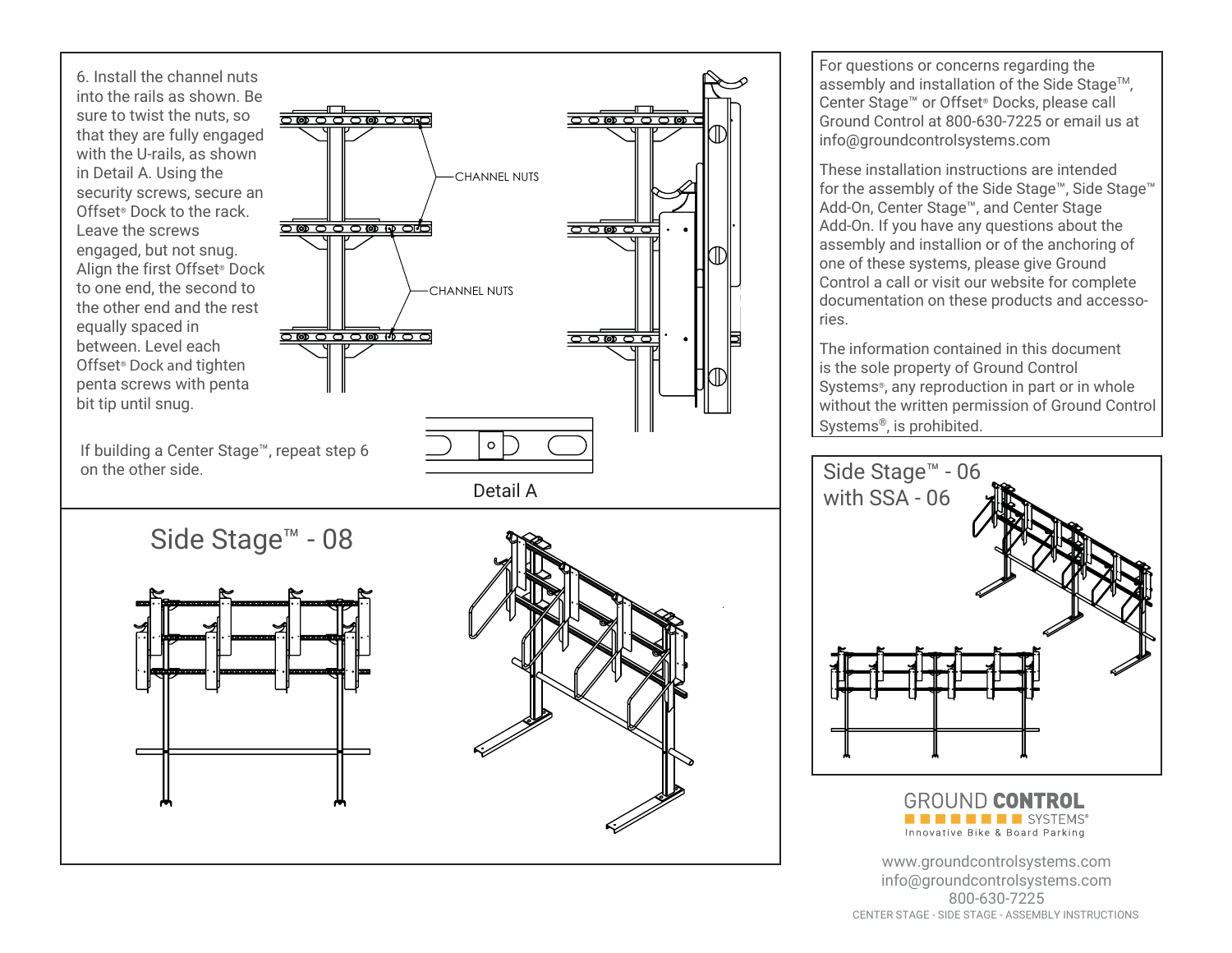6. Install the channel nuts into the rails as shown. Be sure to twist the nuts, so that they are fully engaged with the U-rails, as shown in Detail A. Using the security screws, secure an Offset® Dock to the rack. Leave the screws engaged, but not snug. Align the first Offset® Dock to one end, the second to the other end and the rest equally spaced in between. Level each Offset® Dock and tighten penta screws with penta bit tip until snug.

CHANNEL NUTS

CHANNEL NUTS

If building a Center Stage™, repeat step 6 on the other side.

Detail A

## Side Stage™ - 08

For questions or concerns regarding the assembly and installation of the Side Stage™, Center Stage™ or Offset® Docks, please call Ground Control at 800-630-7225 or email us at info@groundcontrolsystems.com

These installation instructions are intended for the assembly of the Side Stage™, Side Stage™ Add-On, Center Stage™, and Center Stage Add-On. If you have any questions about the assembly and installion or of the anchoring of one of these systems, please give Ground Control a call or visit our website for complete documentation on these products and accessories.

The information contained in this document is the sole property of Ground Control Systems®, any reproduction in part or in whole without the written permission of Ground Control Systems®, is prohibited.

## Side Stage™ - 06 with SSA - 06

GROUND **CONTROL** SYSTEMS®

Innovative Bike & Board Parking

www.groundcontrolsystems.com
info@groundcontrolsystems.com
800-630-7225
CENTER STAGE - SIDE STAGE - ASSEMBLY INSTRUCTIONS